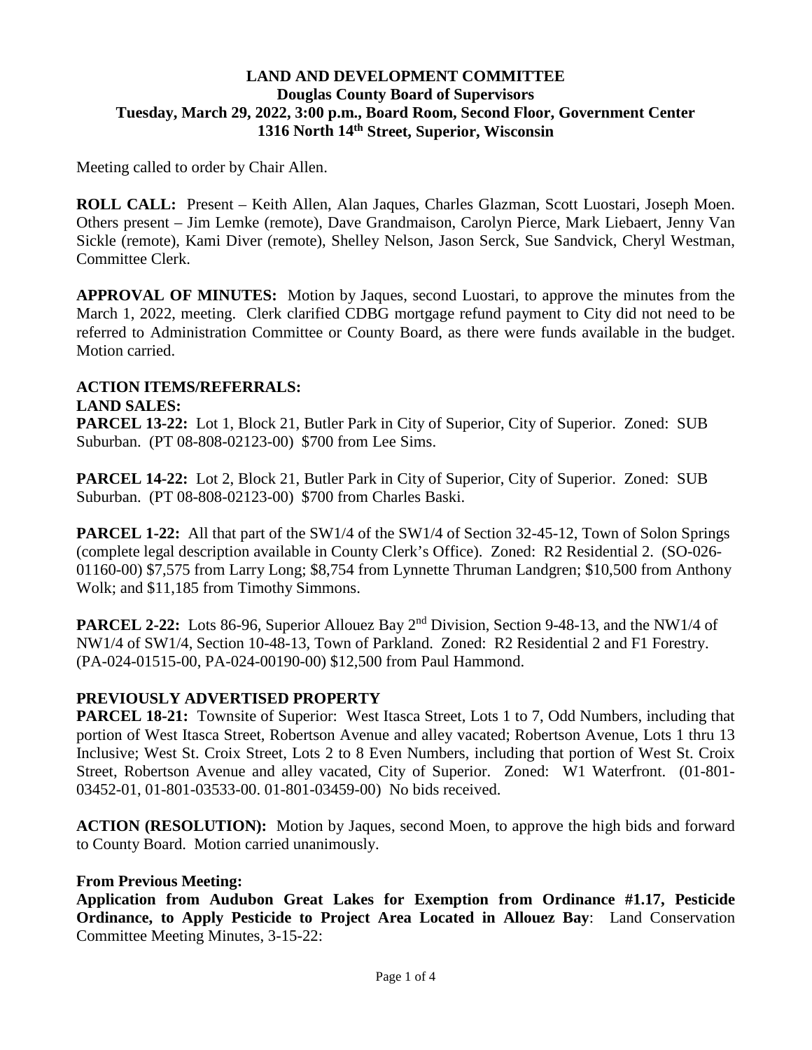**LAND AND DEVELOPMENT COMMITTEE**
**Douglas County Board of Supervisors**
**Tuesday, March 29, 2022, 3:00 p.m., Board Room, Second Floor, Government Center**
**1316 North 14th Street, Superior, Wisconsin**

Meeting called to order by Chair Allen.

**ROLL CALL:** Present – Keith Allen, Alan Jaques, Charles Glazman, Scott Luostari, Joseph Moen. Others present – Jim Lemke (remote), Dave Grandmaison, Carolyn Pierce, Mark Liebaert, Jenny Van Sickle (remote), Kami Diver (remote), Shelley Nelson, Jason Serck, Sue Sandvick, Cheryl Westman, Committee Clerk.

**APPROVAL OF MINUTES:** Motion by Jaques, second Luostari, to approve the minutes from the March 1, 2022, meeting. Clerk clarified CDBG mortgage refund payment to City did not need to be referred to Administration Committee or County Board, as there were funds available in the budget. Motion carried.

**ACTION ITEMS/REFERRALS:**

**LAND SALES:**

**PARCEL 13-22:** Lot 1, Block 21, Butler Park in City of Superior, City of Superior. Zoned: SUB Suburban. (PT 08-808-02123-00) $700 from Lee Sims.

**PARCEL 14-22:** Lot 2, Block 21, Butler Park in City of Superior, City of Superior. Zoned: SUB Suburban. (PT 08-808-02123-00) $700 from Charles Baski.

**PARCEL 1-22:** All that part of the SW1/4 of the SW1/4 of Section 32-45-12, Town of Solon Springs (complete legal description available in County Clerk's Office). Zoned: R2 Residential 2. (SO-026-01160-00) $7,575 from Larry Long; $8,754 from Lynnette Thruman Landgren; $10,500 from Anthony Wolk; and $11,185 from Timothy Simmons.

**PARCEL 2-22:** Lots 86-96, Superior Allouez Bay 2nd Division, Section 9-48-13, and the NW1/4 of NW1/4 of SW1/4, Section 10-48-13, Town of Parkland. Zoned: R2 Residential 2 and F1 Forestry. (PA-024-01515-00, PA-024-00190-00) $12,500 from Paul Hammond.

**PREVIOUSLY ADVERTISED PROPERTY**

**PARCEL 18-21:** Townsite of Superior: West Itasca Street, Lots 1 to 7, Odd Numbers, including that portion of West Itasca Street, Robertson Avenue and alley vacated; Robertson Avenue, Lots 1 thru 13 Inclusive; West St. Croix Street, Lots 2 to 8 Even Numbers, including that portion of West St. Croix Street, Robertson Avenue and alley vacated, City of Superior. Zoned: W1 Waterfront. (01-801-03452-01, 01-801-03533-00. 01-801-03459-00) No bids received.

**ACTION (RESOLUTION):** Motion by Jaques, second Moen, to approve the high bids and forward to County Board. Motion carried unanimously.

**From Previous Meeting:**

**Application from Audubon Great Lakes for Exemption from Ordinance #1.17, Pesticide Ordinance, to Apply Pesticide to Project Area Located in Allouez Bay**: Land Conservation Committee Meeting Minutes, 3-15-22: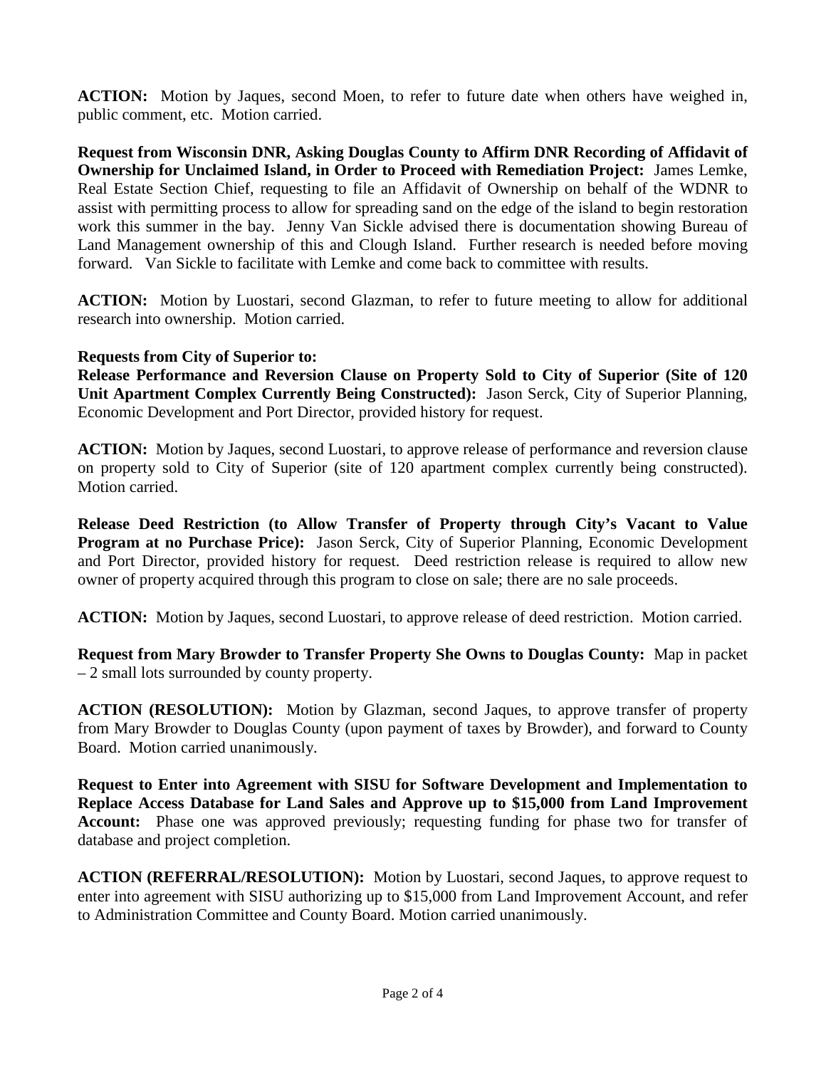**ACTION:** Motion by Jaques, second Moen, to refer to future date when others have weighed in, public comment, etc. Motion carried.

**Request from Wisconsin DNR, Asking Douglas County to Affirm DNR Recording of Affidavit of Ownership for Unclaimed Island, in Order to Proceed with Remediation Project:** James Lemke, Real Estate Section Chief, requesting to file an Affidavit of Ownership on behalf of the WDNR to assist with permitting process to allow for spreading sand on the edge of the island to begin restoration work this summer in the bay. Jenny Van Sickle advised there is documentation showing Bureau of Land Management ownership of this and Clough Island. Further research is needed before moving forward. Van Sickle to facilitate with Lemke and come back to committee with results.

**ACTION:** Motion by Luostari, second Glazman, to refer to future meeting to allow for additional research into ownership. Motion carried.

**Requests from City of Superior to:**

**Release Performance and Reversion Clause on Property Sold to City of Superior (Site of 120 Unit Apartment Complex Currently Being Constructed):** Jason Serck, City of Superior Planning, Economic Development and Port Director, provided history for request.

**ACTION:** Motion by Jaques, second Luostari, to approve release of performance and reversion clause on property sold to City of Superior (site of 120 apartment complex currently being constructed). Motion carried.

**Release Deed Restriction (to Allow Transfer of Property through City's Vacant to Value Program at no Purchase Price):** Jason Serck, City of Superior Planning, Economic Development and Port Director, provided history for request. Deed restriction release is required to allow new owner of property acquired through this program to close on sale; there are no sale proceeds.

**ACTION:** Motion by Jaques, second Luostari, to approve release of deed restriction. Motion carried.

**Request from Mary Browder to Transfer Property She Owns to Douglas County:** Map in packet – 2 small lots surrounded by county property.

**ACTION (RESOLUTION):** Motion by Glazman, second Jaques, to approve transfer of property from Mary Browder to Douglas County (upon payment of taxes by Browder), and forward to County Board. Motion carried unanimously.

**Request to Enter into Agreement with SISU for Software Development and Implementation to Replace Access Database for Land Sales and Approve up to $15,000 from Land Improvement Account:** Phase one was approved previously; requesting funding for phase two for transfer of database and project completion.

**ACTION (REFERRAL/RESOLUTION):** Motion by Luostari, second Jaques, to approve request to enter into agreement with SISU authorizing up to $15,000 from Land Improvement Account, and refer to Administration Committee and County Board. Motion carried unanimously.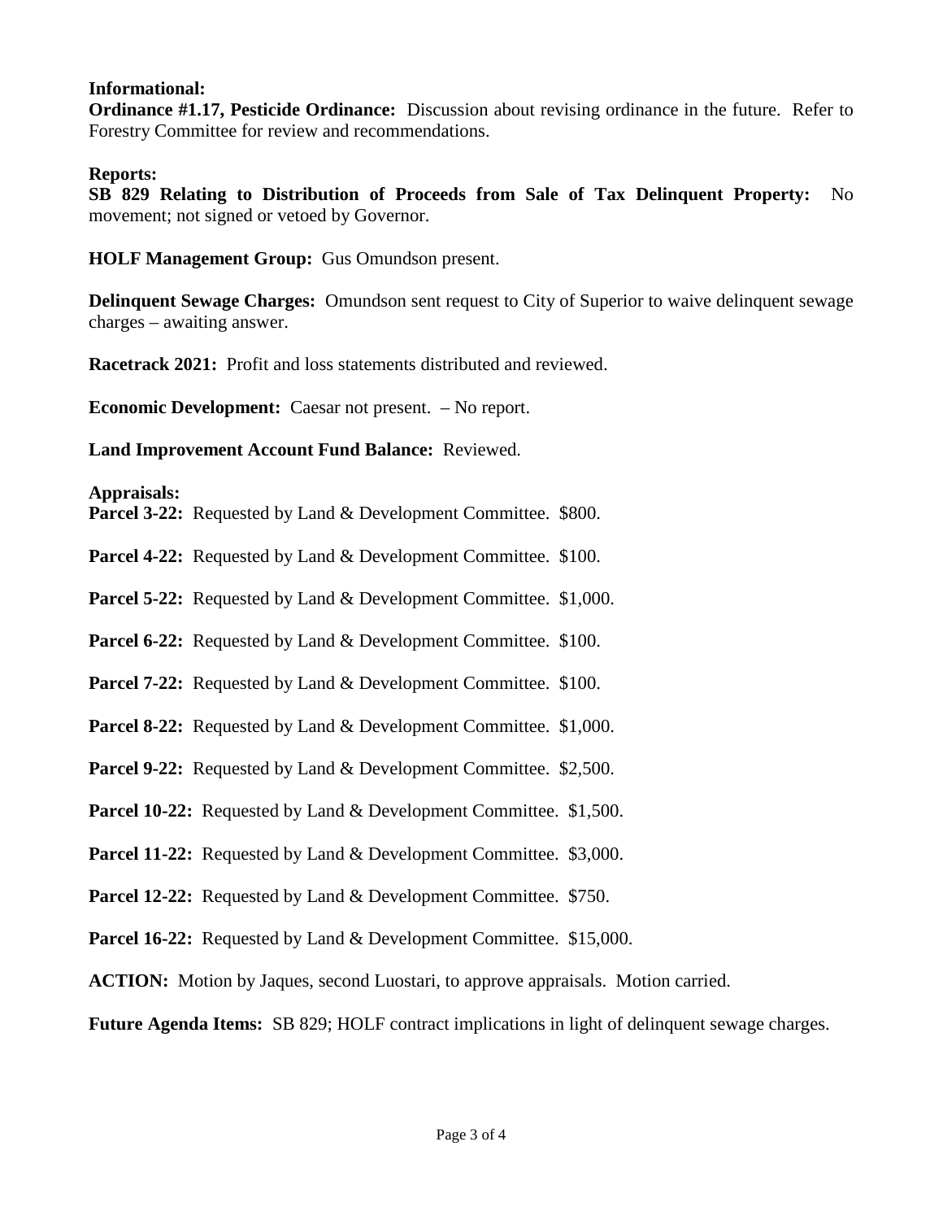**Informational:**

**Ordinance #1.17, Pesticide Ordinance:** Discussion about revising ordinance in the future. Refer to Forestry Committee for review and recommendations.

**Reports:**

**SB 829 Relating to Distribution of Proceeds from Sale of Tax Delinquent Property:** No movement; not signed or vetoed by Governor.

**HOLF Management Group:** Gus Omundson present.

**Delinquent Sewage Charges:** Omundson sent request to City of Superior to waive delinquent sewage charges – awaiting answer.

**Racetrack 2021:** Profit and loss statements distributed and reviewed.

**Economic Development:** Caesar not present. – No report.

**Land Improvement Account Fund Balance:** Reviewed.

**Appraisals:**

**Parcel 3-22:** Requested by Land & Development Committee. $800.

**Parcel 4-22:** Requested by Land & Development Committee. $100.

**Parcel 5-22:** Requested by Land & Development Committee. $1,000.

**Parcel 6-22:** Requested by Land & Development Committee. $100.

**Parcel 7-22:** Requested by Land & Development Committee. $100.

**Parcel 8-22:** Requested by Land & Development Committee. $1,000.

**Parcel 9-22:** Requested by Land & Development Committee. $2,500.

**Parcel 10-22:** Requested by Land & Development Committee. $1,500.

**Parcel 11-22:** Requested by Land & Development Committee. $3,000.

**Parcel 12-22:** Requested by Land & Development Committee. $750.

**Parcel 16-22:** Requested by Land & Development Committee. $15,000.

**ACTION:** Motion by Jaques, second Luostari, to approve appraisals. Motion carried.

**Future Agenda Items:** SB 829; HOLF contract implications in light of delinquent sewage charges.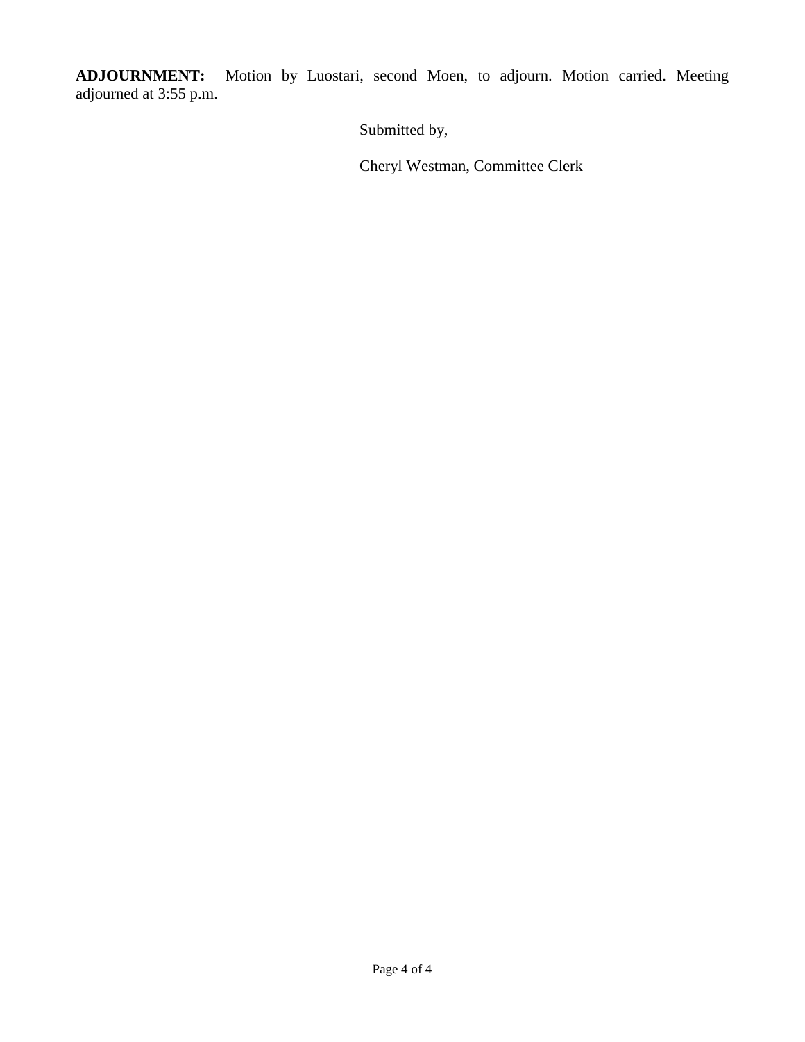**ADJOURNMENT:** Motion by Luostari, second Moen, to adjourn. Motion carried. Meeting adjourned at 3:55 p.m.

Submitted by,

Cheryl Westman, Committee Clerk